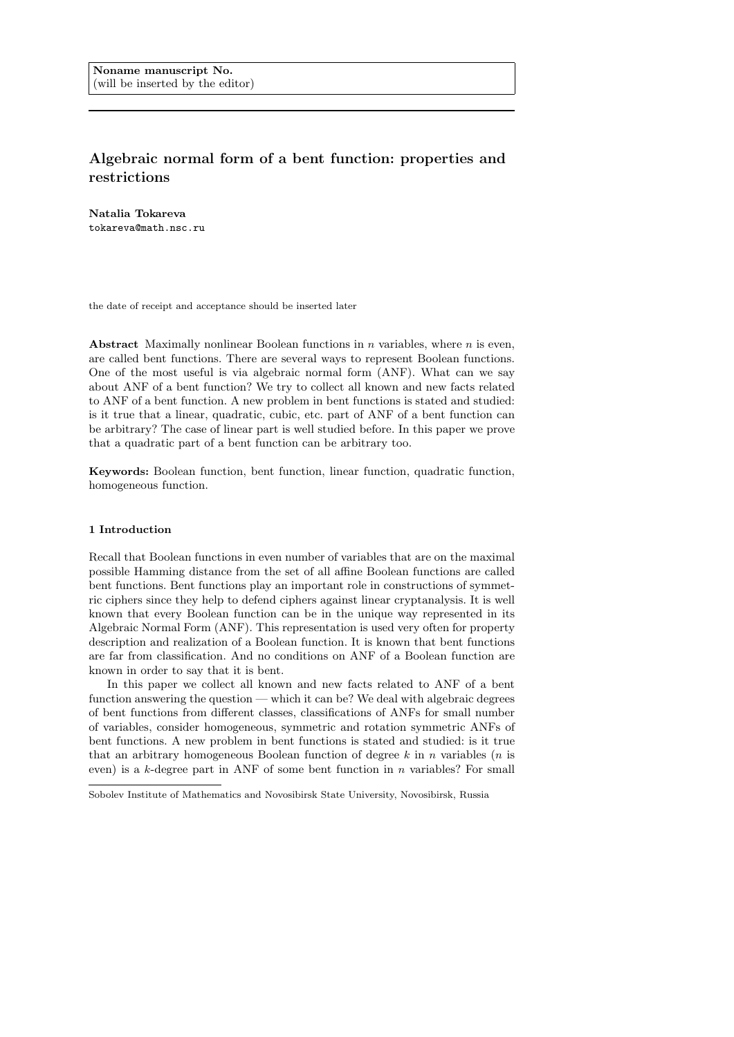**Noname manuscript No.**
(will be inserted by the editor)

# Algebraic normal form of a bent function: properties and restrictions

**Natalia Tokareva**
tokareva@math.nsc.ru

the date of receipt and acceptance should be inserted later

**Abstract** Maximally nonlinear Boolean functions in $n$ variables, where $n$ is even, are called bent functions. There are several ways to represent Boolean functions. One of the most useful is via algebraic normal form (ANF). What can we say about ANF of a bent function? We try to collect all known and new facts related to ANF of a bent function. A new problem in bent functions is stated and studied: is it true that a linear, quadratic, cubic, etc. part of ANF of a bent function can be arbitrary? The case of linear part is well studied before. In this paper we prove that a quadratic part of a bent function can be arbitrary too.

**Keywords:** Boolean function, bent function, linear function, quadratic function, homogeneous function.

## 1 Introduction

Recall that Boolean functions in even number of variables that are on the maximal possible Hamming distance from the set of all affine Boolean functions are called bent functions. Bent functions play an important role in constructions of symmetric ciphers since they help to defend ciphers against linear cryptanalysis. It is well known that every Boolean function can be in the unique way represented in its Algebraic Normal Form (ANF). This representation is used very often for property description and realization of a Boolean function. It is known that bent functions are far from classification. And no conditions on ANF of a Boolean function are known in order to say that it is bent.

In this paper we collect all known and new facts related to ANF of a bent function answering the question — which it can be? We deal with algebraic degrees of bent functions from different classes, classifications of ANFs for small number of variables, consider homogeneous, symmetric and rotation symmetric ANFs of bent functions. A new problem in bent functions is stated and studied: is it true that an arbitrary homogeneous Boolean function of degree $k$ in $n$ variables ($n$ is even) is a $k$-degree part in ANF of some bent function in $n$ variables? For small

Sobolev Institute of Mathematics and Novosibirsk State University, Novosibirsk, Russia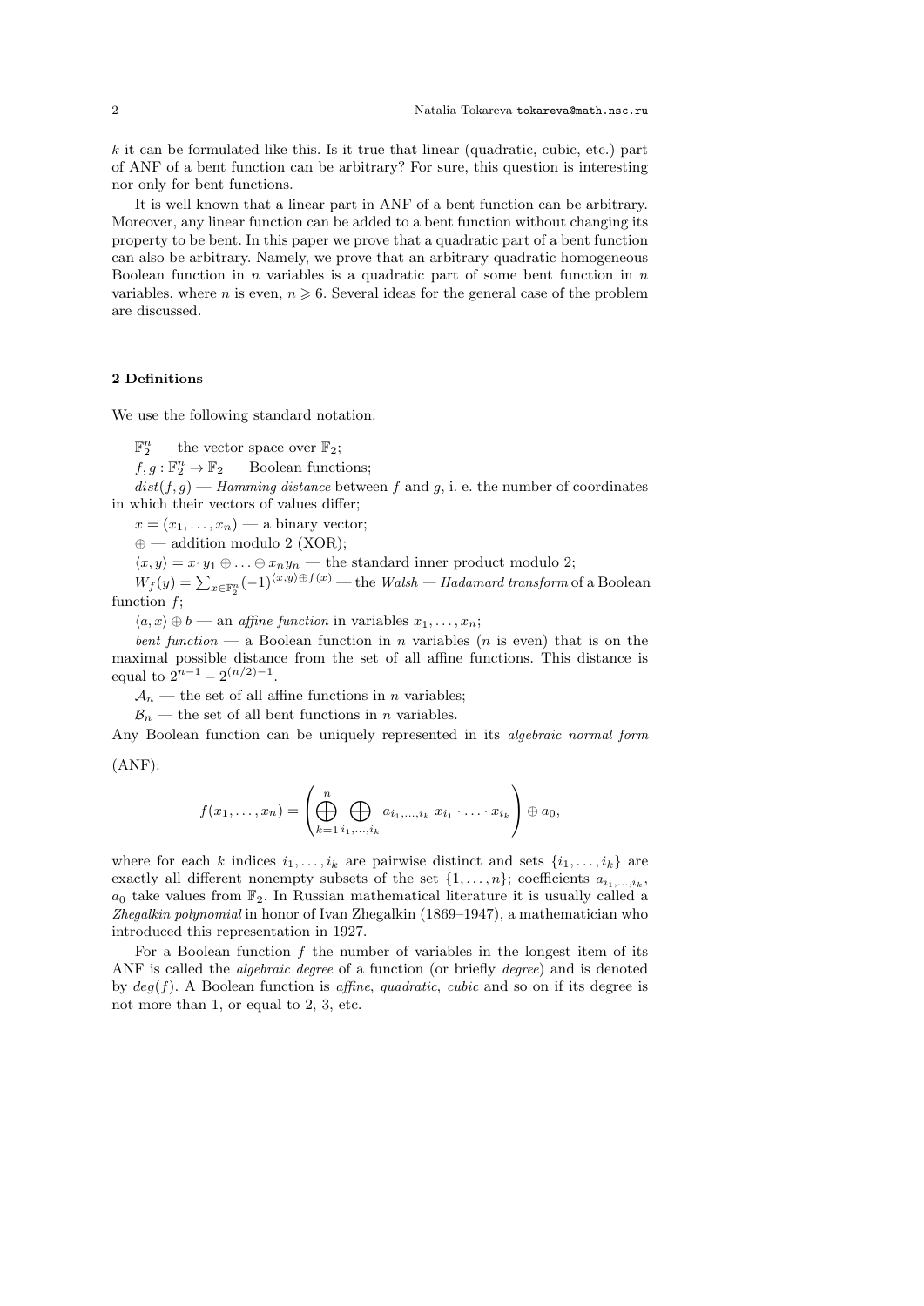$k$ it can be formulated like this. Is it true that linear (quadratic, cubic, etc.) part of ANF of a bent function can be arbitrary? For sure, this question is interesting nor only for bent functions.

It is well known that a linear part in ANF of a bent function can be arbitrary. Moreover, any linear function can be added to a bent function without changing its property to be bent. In this paper we prove that a quadratic part of a bent function can also be arbitrary. Namely, we prove that an arbitrary quadratic homogeneous Boolean function in $n$ variables is a quadratic part of some bent function in $n$ variables, where $n$ is even, $n \geqslant 6$. Several ideas for the general case of the problem are discussed.

## 2 Definitions

We use the following standard notation.

$\mathbb{F}_2^n$ — the vector space over $\mathbb{F}_2$;

$f, g : \mathbb{F}_2^n \to \mathbb{F}_2$ — Boolean functions;

$dist(f, g)$ — *Hamming distance* between $f$ and $g$, i. e. the number of coordinates in which their vectors of values differ;

$x = (x_1, \dots, x_n)$ — a binary vector;

$\oplus$ — addition modulo 2 (XOR);

$\langle x, y \rangle = x_1y_1 \oplus \dots \oplus x_ny_n$ — the standard inner product modulo 2;

$W_f(y) = \sum_{x \in \mathbb{F}_2^n} (-1)^{\langle x,y \rangle \oplus f(x)}$ — the *Walsh — Hadamard transform* of a Boolean function $f$;

$\langle a, x \rangle \oplus b$ — an *affine function* in variables $x_1, \dots, x_n$;

*bent function* — a Boolean function in $n$ variables ($n$ is even) that is on the maximal possible distance from the set of all affine functions. This distance is equal to $2^{n-1} - 2^{(n/2)-1}$.

$\mathcal{A}_n$ — the set of all affine functions in $n$ variables;

$\mathcal{B}_n$ — the set of all bent functions in $n$ variables.

Any Boolean function can be uniquely represented in its *algebraic normal form* (ANF):

$$f(x_1, \dots, x_n) = \left( \bigoplus_{k=1}^{n} \bigoplus_{i_1,\dots,i_k} a_{i_1,\dots,i_k} \; x_{i_1} \cdot \ldots \cdot x_{i_k} \right) \oplus a_0,$$

where for each $k$ indices $i_1, \dots, i_k$ are pairwise distinct and sets $\{i_1, \dots, i_k\}$ are exactly all different nonempty subsets of the set $\{1, \dots, n\}$; coefficients $a_{i_1,\dots,i_k}$, $a_0$ take values from $\mathbb{F}_2$. In Russian mathematical literature it is usually called a *Zhegalkin polynomial* in honor of Ivan Zhegalkin (1869–1947), a mathematician who introduced this representation in 1927.

For a Boolean function $f$ the number of variables in the longest item of its ANF is called the *algebraic degree* of a function (or briefly *degree*) and is denoted by $deg(f)$. A Boolean function is *affine*, *quadratic*, *cubic* and so on if its degree is not more than 1, or equal to 2, 3, etc.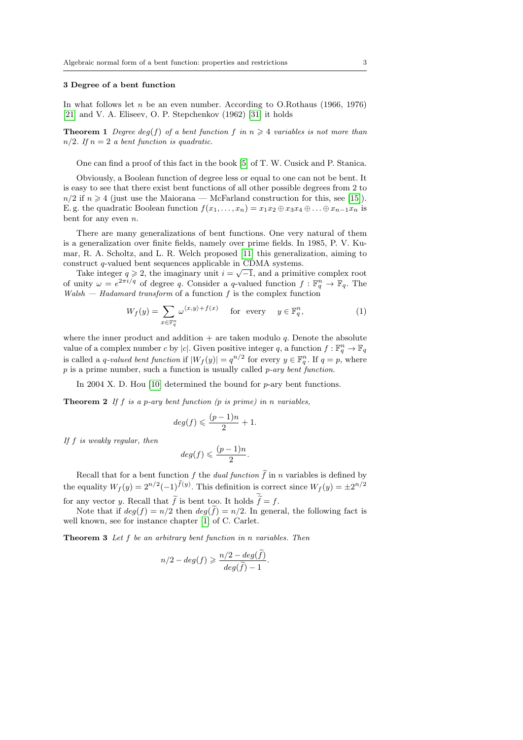## 3 Degree of a bent function

In what follows let $n$ be an even number. According to O.Rothaus (1966, 1976) [21] and V. A. Eliseev, O. P. Stepchenkov (1962) [31] it holds

**Theorem 1** *Degree $deg(f)$ of a bent function $f$ in $n \geqslant 4$ variables is not more than $n/2$. If $n = 2$ a bent function is quadratic.*

One can find a proof of this fact in the book [5] of T. W. Cusick and P. Stanica.

Obviously, a Boolean function of degree less or equal to one can not be bent. It is easy to see that there exist bent functions of all other possible degrees from 2 to $n/2$ if $n \geqslant 4$ (just use the Maiorana — McFarland construction for this, see [15]). E. g. the quadratic Boolean function $f(x_1, \ldots, x_n) = x_1x_2 \oplus x_3x_4 \oplus \ldots \oplus x_{n-1}x_n$ is bent for any even $n$.

There are many generalizations of bent functions. One very natural of them is a generalization over finite fields, namely over prime fields. In 1985, P. V. Kumar, R. A. Scholtz, and L. R. Welch proposed [11] this generalization, aiming to construct $q$-valued bent sequences applicable in CDMA systems.

Take integer $q \geqslant 2$, the imaginary unit $i = \sqrt{-1}$, and a primitive complex root of unity $\omega = e^{2\pi i/q}$ of degree $q$. Consider a $q$-valued function $f : \mathbb{F}_q^n \to \mathbb{F}_q$. The *Walsh — Hadamard transform* of a function $f$ is the complex function

$$W_f(y) = \sum_{x \in \mathbb{F}_q^n} \omega^{\langle x,y \rangle + f(x)} \quad \text{for every} \quad y \in \mathbb{F}_q^n, \tag{1}$$

where the inner product and addition + are taken modulo $q$. Denote the absolute value of a complex number $c$ by $|c|$. Given positive integer $q$, a function $f : \mathbb{F}_q^n \to \mathbb{F}_q$ is called a *$q$-valued bent function* if $|W_f(y)| = q^{n/2}$ for every $y \in \mathbb{F}_q^n$. If $q = p$, where $p$ is a prime number, such a function is usually called *$p$-ary bent function*.

In 2004 X. D. Hou [10] determined the bound for $p$-ary bent functions.

**Theorem 2** *If $f$ is a $p$-ary bent function ($p$ is prime) in $n$ variables,*

$$deg(f) \leqslant \frac{(p-1)n}{2} + 1.$$

*If $f$ is weakly regular, then*

$$deg(f) \leqslant \frac{(p-1)n}{2}.$$

Recall that for a bent function $f$ the *dual function* $\widetilde{f}$ in $n$ variables is defined by the equality $W_f(y) = 2^{n/2}(-1)^{\widetilde{f}(y)}$. This definition is correct since $W_f(y) = \pm 2^{n/2}$ for any vector $y$. Recall that $\widetilde{f}$ is bent too. It holds $\widetilde{\widetilde{f}} = f$.

Note that if $deg(f) = n/2$ then $deg(\widetilde{f}) = n/2$. In general, the following fact is well known, see for instance chapter [1] of C. Carlet.

**Theorem 3** *Let $f$ be an arbitrary bent function in $n$ variables. Then*

$$n/2 - deg(f) \geqslant \frac{n/2 - deg(\widetilde{f})}{deg(\widetilde{f}) - 1}.$$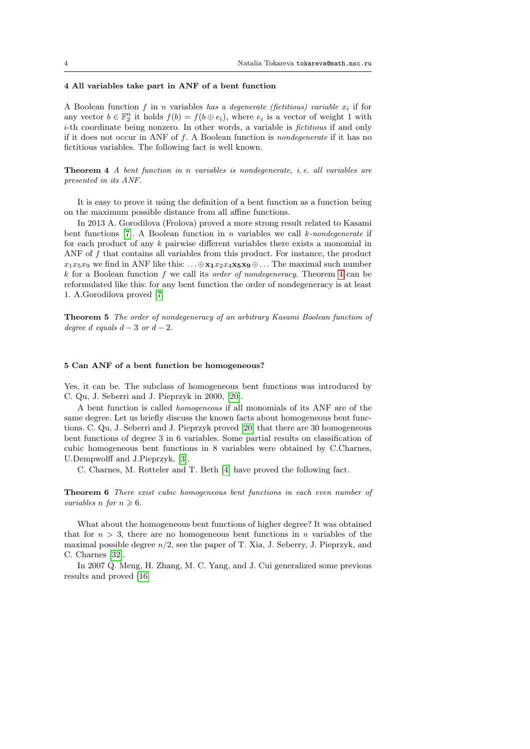## 4 All variables take part in ANF of a bent function

A Boolean function $f$ in $n$ variables *has a degenerate (fictitious) variable* $x_i$ if for any vector $b \in \mathbb{F}_2^n$ it holds $f(b) = f(b \oplus e_i)$, where $e_i$ is a vector of weight 1 with $i$-th coordinate being nonzero. In other words, a variable is *fictitious* if and only if it does not occur in ANF of $f$. A Boolean function is *nondegenerate* if it has no fictitious variables. The following fact is well known.

**Theorem 4** *A bent function in $n$ variables is nondegenerate, i. e. all variables are presented in its ANF.*

It is easy to prove it using the definition of a bent function as a function being on the maximum possible distance from all affine functions.

In 2013 A. Gorodilova (Frolova) proved a more strong result related to Kasami bent functions [7]. A Boolean function in $n$ variables we call *$k$-nondegenerate* if for each product of any $k$ pairwise different variables there exists a monomial in ANF of $f$ that contains all variables from this product. For instance, the product $x_1x_5x_9$ we find in ANF like this: $\ldots \oplus \mathbf{x_1}x_2x_4\mathbf{x_5x_9} \oplus \ldots$ The maximal such number $k$ for a Boolean function $f$ we call its *order of nondegeneracy*. Theorem 4 can be reformulated like this: for any bent function the order of nondegeneracy is at least 1. A.Gorodilova proved [7]

**Theorem 5** *The order of nondegeneracy of an arbitrary Kasami Boolean function of degree $d$ equals $d-3$ or $d-2$.*

## 5 Can ANF of a bent function be homogeneous?

Yes, it can be. The subclass of homogeneous bent functions was introduced by C. Qu, J. Seberri and J. Pieprzyk in 2000, [20].

A bent function is called *homogeneous* if all monomials of its ANF are of the same degree. Let us briefly discuss the known facts about homogeneous bent functions. C. Qu, J. Seberri and J. Pieprzyk proved [20] that there are 30 homogeneous bent functions of degree 3 in 6 variables. Some partial results on classification of cubic homogeneous bent functions in 8 variables were obtained by C.Charnes, U.Dempwolff and J.Pieprzyk, [3].

C. Charnes, M. Rotteler and T. Beth [4] have proved the following fact.

**Theorem 6** *There exist cubic homogeneous bent functions in each even number of variables $n$ for $n \geqslant 6$.*

What about the homogeneous bent functions of higher degree? It was obtained that for $n > 3$, there are no homogeneous bent functions in $n$ variables of the maximal possible degree $n/2$, see the paper of T. Xia, J. Seberry, J. Pieprzyk, and C. Charnes [32].

In 2007 Q. Meng, H. Zhang, M. C. Yang, and J. Cui generalized some previous results and proved [16]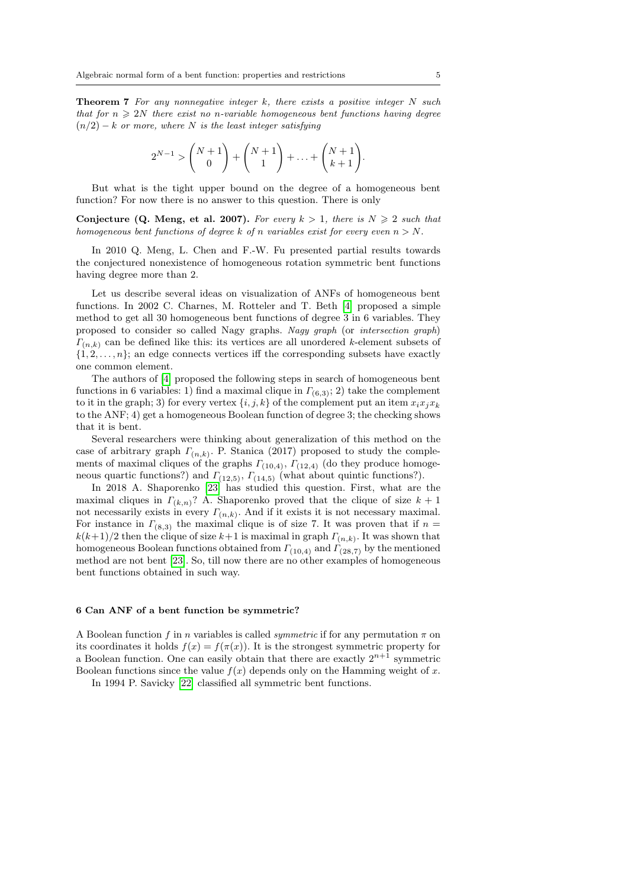**Theorem 7** *For any nonnegative integer $k$, there exists a positive integer $N$ such that for $n \geqslant 2N$ there exist no $n$-variable homogeneous bent functions having degree $(n/2) - k$ or more, where $N$ is the least integer satisfying*

$$2^{N-1} > \binom{N+1}{0} + \binom{N+1}{1} + \ldots + \binom{N+1}{k+1}.$$

But what is the tight upper bound on the degree of a homogeneous bent function? For now there is no answer to this question. There is only

**Conjecture (Q. Meng, et al. 2007).** *For every $k > 1$, there is $N \geqslant 2$ such that homogeneous bent functions of degree $k$ of $n$ variables exist for every even $n > N$.*

In 2010 Q. Meng, L. Chen and F.-W. Fu presented partial results towards the conjectured nonexistence of homogeneous rotation symmetric bent functions having degree more than 2.

Let us describe several ideas on visualization of ANFs of homogeneous bent functions. In 2002 C. Charnes, M. Rotteler and T. Beth [4] proposed a simple method to get all 30 homogeneous bent functions of degree 3 in 6 variables. They proposed to consider so called Nagy graphs. *Nagy graph* (or *intersection graph*) $\Gamma_{(n,k)}$ can be defined like this: its vertices are all unordered $k$-element subsets of $\{1, 2, \ldots, n\}$; an edge connects vertices iff the corresponding subsets have exactly one common element.

The authors of [4] proposed the following steps in search of homogeneous bent functions in 6 variables: 1) find a maximal clique in $\Gamma_{(6,3)}$; 2) take the complement to it in the graph; 3) for every vertex $\{i, j, k\}$ of the complement put an item $x_i x_j x_k$ to the ANF; 4) get a homogeneous Boolean function of degree 3; the checking shows that it is bent.

Several researchers were thinking about generalization of this method on the case of arbitrary graph $\Gamma_{(n,k)}$. P. Stanica (2017) proposed to study the complements of maximal cliques of the graphs $\Gamma_{(10,4)}$, $\Gamma_{(12,4)}$ (do they produce homogeneous quartic functions?) and $\Gamma_{(12,5)}$, $\Gamma_{(14,5)}$ (what about quintic functions?).

In 2018 A. Shaporenko [23] has studied this question. First, what are the maximal cliques in $\Gamma_{(k,n)}$? A. Shaporenko proved that the clique of size $k+1$ not necessarily exists in every $\Gamma_{(n,k)}$. And if it exists it is not necessary maximal. For instance in $\Gamma_{(8,3)}$ the maximal clique is of size 7. It was proven that if $n = k(k+1)/2$ then the clique of size $k+1$ is maximal in graph $\Gamma_{(n,k)}$. It was shown that homogeneous Boolean functions obtained from $\Gamma_{(10,4)}$ and $\Gamma_{(28,7)}$ by the mentioned method are not bent [23]. So, till now there are no other examples of homogeneous bent functions obtained in such way.

## 6 Can ANF of a bent function be symmetric?

A Boolean function $f$ in $n$ variables is called *symmetric* if for any permutation $\pi$ on its coordinates it holds $f(x) = f(\pi(x))$. It is the strongest symmetric property for a Boolean function. One can easily obtain that there are exactly $2^{n+1}$ symmetric Boolean functions since the value $f(x)$ depends only on the Hamming weight of $x$.

In 1994 P. Savicky [22] classified all symmetric bent functions.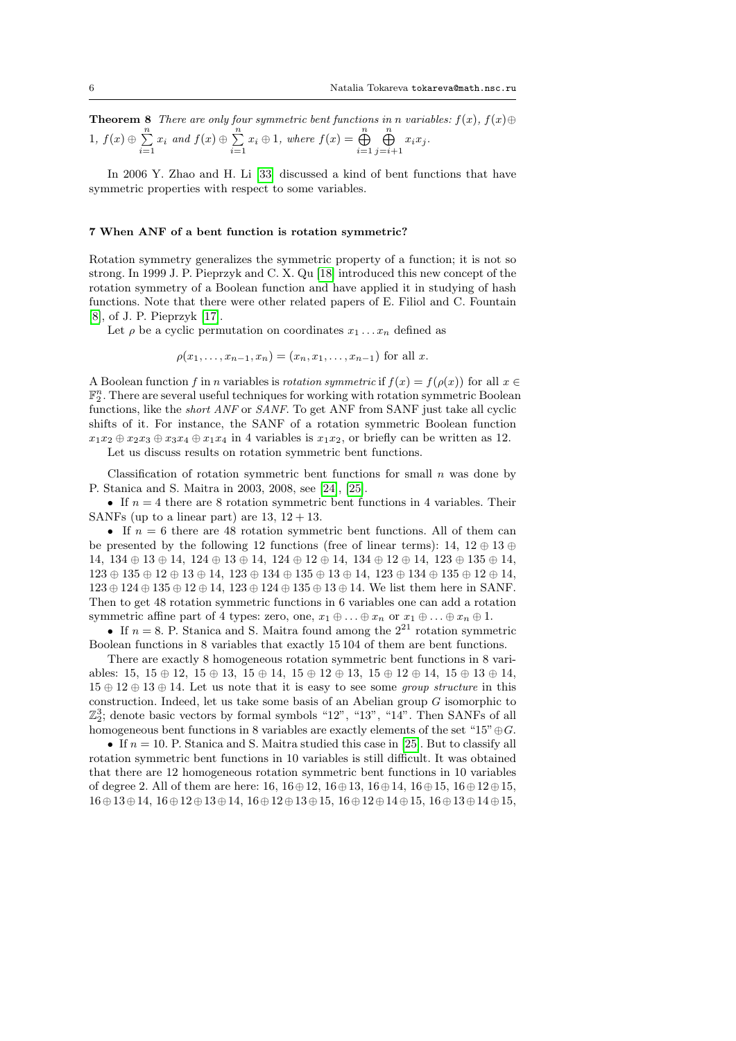**Theorem 8** *There are only four symmetric bent functions in n variables: $f(x)$, $f(x) \oplus 1$, $f(x) \oplus \sum_{i=1}^{n} x_i$ and $f(x) \oplus \sum_{i=1}^{n} x_i \oplus 1$, where $f(x) = \bigoplus_{i=1}^{n} \bigoplus_{j=i+1}^{n} x_i x_j$.*

In 2006 Y. Zhao and H. Li [33] discussed a kind of bent functions that have symmetric properties with respect to some variables.

## 7 When ANF of a bent function is rotation symmetric?

Rotation symmetry generalizes the symmetric property of a function; it is not so strong. In 1999 J. P. Pieprzyk and C. X. Qu [18] introduced this new concept of the rotation symmetry of a Boolean function and have applied it in studying of hash functions. Note that there were other related papers of E. Filiol and C. Fountain [8], of J. P. Pieprzyk [17].

Let $\rho$ be a cyclic permutation on coordinates $x_1 \ldots x_n$ defined as

$$\rho(x_1, \ldots, x_{n-1}, x_n) = (x_n, x_1, \ldots, x_{n-1}) \text{ for all } x.$$

A Boolean function $f$ in $n$ variables is *rotation symmetric* if $f(x) = f(\rho(x))$ for all $x \in \mathbb{F}_2^n$. There are several useful techniques for working with rotation symmetric Boolean functions, like the *short ANF* or *SANF*. To get ANF from SANF just take all cyclic shifts of it. For instance, the SANF of a rotation symmetric Boolean function $x_1x_2 \oplus x_2x_3 \oplus x_3x_4 \oplus x_1x_4$ in 4 variables is $x_1x_2$, or briefly can be written as 12.

Let us discuss results on rotation symmetric bent functions.

Classification of rotation symmetric bent functions for small $n$ was done by P. Stanica and S. Maitra in 2003, 2008, see [24], [25].

- If $n = 4$ there are 8 rotation symmetric bent functions in 4 variables. Their SANFs (up to a linear part) are 13, $12 + 13$.
- If $n = 6$ there are 48 rotation symmetric bent functions. All of them can be presented by the following 12 functions (free of linear terms): 14, $12 \oplus 13 \oplus 14$, $134 \oplus 13 \oplus 14$, $124 \oplus 13 \oplus 14$, $124 \oplus 12 \oplus 14$, $134 \oplus 12 \oplus 14$, $123 \oplus 135 \oplus 14$, $123 \oplus 135 \oplus 12 \oplus 13 \oplus 14$, $123 \oplus 134 \oplus 135 \oplus 13 \oplus 14$, $123 \oplus 134 \oplus 135 \oplus 12 \oplus 14$, $123 \oplus 124 \oplus 135 \oplus 12 \oplus 14$, $123 \oplus 124 \oplus 135 \oplus 13 \oplus 14$. We list them here in SANF. Then to get 48 rotation symmetric functions in 6 variables one can add a rotation symmetric affine part of 4 types: zero, one, $x_1 \oplus \ldots \oplus x_n$ or $x_1 \oplus \ldots \oplus x_n \oplus 1$.
- If $n = 8$. P. Stanica and S. Maitra found among the $2^{21}$ rotation symmetric Boolean functions in 8 variables that exactly 15 104 of them are bent functions.

There are exactly 8 homogeneous rotation symmetric bent functions in 8 variables: 15, $15 \oplus 12$, $15 \oplus 13$, $15 \oplus 14$, $15 \oplus 12 \oplus 13$, $15 \oplus 12 \oplus 14$, $15 \oplus 13 \oplus 14$, $15 \oplus 12 \oplus 13 \oplus 14$. Let us note that it is easy to see some *group structure* in this construction. Indeed, let us take some basis of an Abelian group $G$ isomorphic to $\mathbb{Z}_2^3$; denote basic vectors by formal symbols "12", "13", "14". Then SANFs of all homogeneous bent functions in 8 variables are exactly elements of the set "15"$\oplus G$.

- If $n = 10$. P. Stanica and S. Maitra studied this case in [25]. But to classify all rotation symmetric bent functions in 10 variables is still difficult. It was obtained that there are 12 homogeneous rotation symmetric bent functions in 10 variables of degree 2. All of them are here: 16, $16 \oplus 12$, $16 \oplus 13$, $16 \oplus 14$, $16 \oplus 15$, $16 \oplus 12 \oplus 15$, $16 \oplus 13 \oplus 14$, $16 \oplus 12 \oplus 13 \oplus 14$, $16 \oplus 12 \oplus 13 \oplus 15$, $16 \oplus 12 \oplus 14 \oplus 15$, $16 \oplus 13 \oplus 14 \oplus 15$,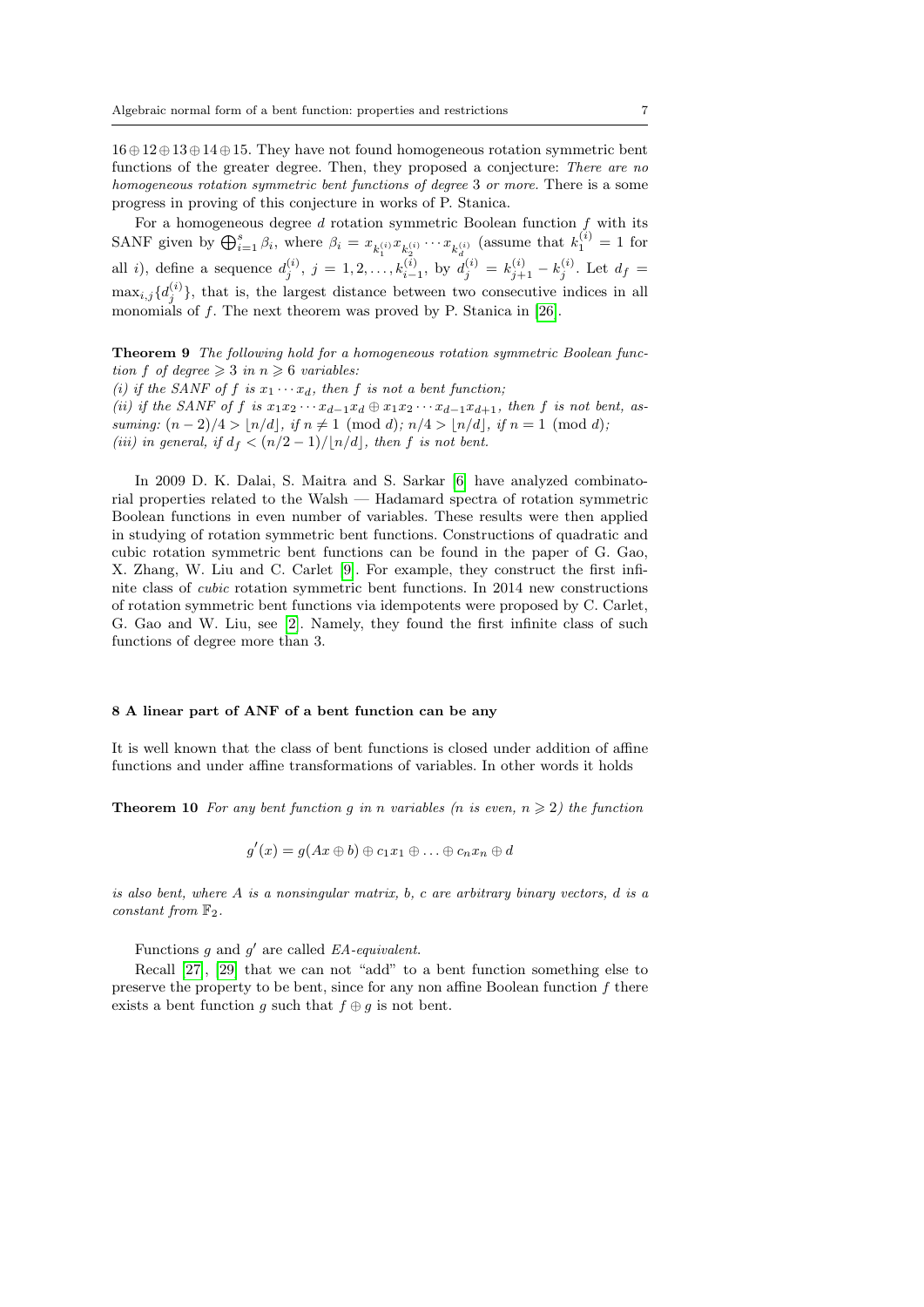$16 \oplus 12 \oplus 13 \oplus 14 \oplus 15$. They have not found homogeneous rotation symmetric bent functions of the greater degree. Then, they proposed a conjecture: *There are no homogeneous rotation symmetric bent functions of degree* 3 *or more.* There is a some progress in proving of this conjecture in works of P. Stanica.

For a homogeneous degree $d$ rotation symmetric Boolean function $f$ with its SANF given by $\bigoplus_{i=1}^{s} \beta_i$, where $\beta_i = x_{k_1^{(i)}} x_{k_2^{(i)}} \cdots x_{k_d^{(i)}}$ (assume that $k_1^{(i)} = 1$ for all $i$), define a sequence $d_j^{(i)}$, $j = 1, 2, \ldots, k_{i-1}^{(i)}$, by $d_j^{(i)} = k_{j+1}^{(i)} - k_j^{(i)}$. Let $d_f = \max_{i,j}\{d_j^{(i)}\}$, that is, the largest distance between two consecutive indices in all monomials of $f$. The next theorem was proved by P. Stanica in [26].

**Theorem 9** *The following hold for a homogeneous rotation symmetric Boolean function $f$ of degree $\geqslant 3$ in $n \geqslant 6$ variables:*
*(i) if the SANF of $f$ is $x_1 \cdots x_d$, then $f$ is not a bent function;*
*(ii) if the SANF of $f$ is $x_1x_2 \cdots x_{d-1}x_d \oplus x_1x_2 \cdots x_{d-1}x_{d+1}$, then $f$ is not bent, assuming: $(n-2)/4 > \lfloor n/d \rfloor$, if $n \neq 1 \pmod{d}$; $n/4 > \lfloor n/d \rfloor$, if $n = 1 \pmod{d}$;*
*(iii) in general, if $d_f < (n/2-1)/\lfloor n/d \rfloor$, then $f$ is not bent.*

In 2009 D. K. Dalai, S. Maitra and S. Sarkar [6] have analyzed combinatorial properties related to the Walsh — Hadamard spectra of rotation symmetric Boolean functions in even number of variables. These results were then applied in studying of rotation symmetric bent functions. Constructions of quadratic and cubic rotation symmetric bent functions can be found in the paper of G. Gao, X. Zhang, W. Liu and C. Carlet [9]. For example, they construct the first infinite class of *cubic* rotation symmetric bent functions. In 2014 new constructions of rotation symmetric bent functions via idempotents were proposed by C. Carlet, G. Gao and W. Liu, see [2]. Namely, they found the first infinite class of such functions of degree more than 3.

## 8 A linear part of ANF of a bent function can be any

It is well known that the class of bent functions is closed under addition of affine functions and under affine transformations of variables. In other words it holds

**Theorem 10** *For any bent function $g$ in $n$ variables ($n$ is even, $n \geqslant 2$) the function*

$$g'(x) = g(Ax \oplus b) \oplus c_1x_1 \oplus \ldots \oplus c_nx_n \oplus d$$

*is also bent, where $A$ is a nonsingular matrix, $b$, $c$ are arbitrary binary vectors, $d$ is a constant from $\mathbb{F}_2$.*

Functions $g$ and $g'$ are called *EA-equivalent*.

Recall [27], [29] that we can not "add" to a bent function something else to preserve the property to be bent, since for any non affine Boolean function $f$ there exists a bent function $g$ such that $f \oplus g$ is not bent.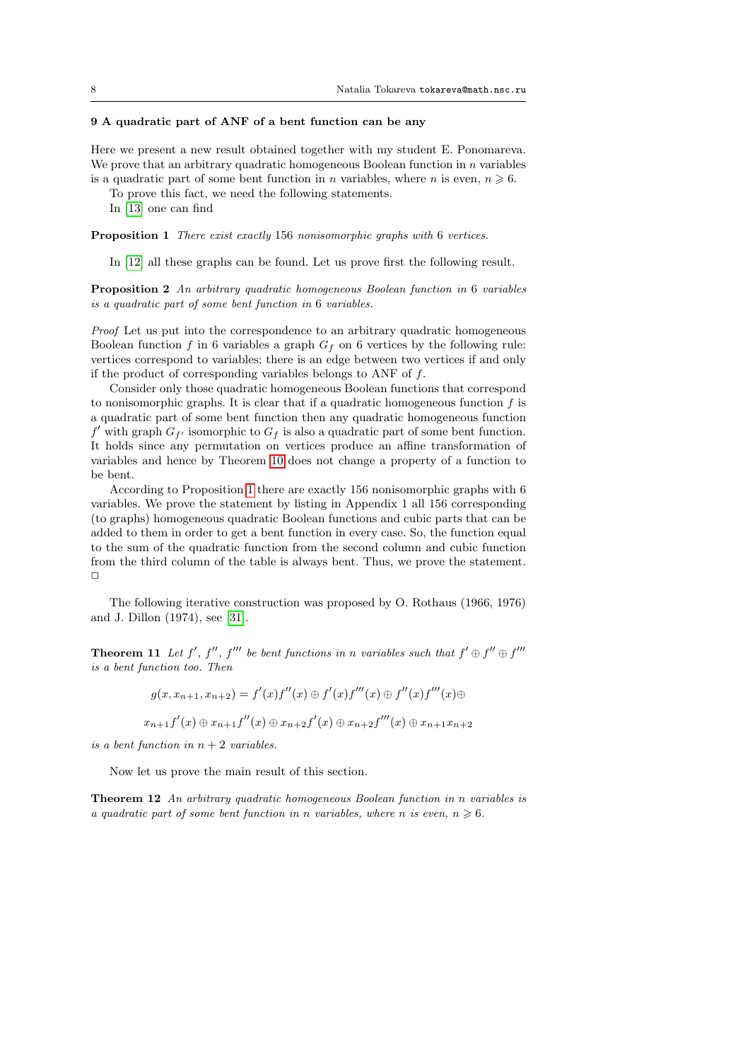## 9 A quadratic part of ANF of a bent function can be any

Here we present a new result obtained together with my student E. Ponomareva. We prove that an arbitrary quadratic homogeneous Boolean function in $n$ variables is a quadratic part of some bent function in $n$ variables, where $n$ is even, $n \geqslant 6$.

To prove this fact, we need the following statements.

In [13] one can find

**Proposition 1** *There exist exactly* 156 *nonisomorphic graphs with* 6 *vertices.*

In [12] all these graphs can be found. Let us prove first the following result.

**Proposition 2** *An arbitrary quadratic homogeneous Boolean function in* 6 *variables is a quadratic part of some bent function in* 6 *variables.*

*Proof* Let us put into the correspondence to an arbitrary quadratic homogeneous Boolean function $f$ in 6 variables a graph $G_f$ on 6 vertices by the following rule: vertices correspond to variables; there is an edge between two vertices if and only if the product of corresponding variables belongs to ANF of $f$.

Consider only those quadratic homogeneous Boolean functions that correspond to nonisomorphic graphs. It is clear that if a quadratic homogeneous function $f$ is a quadratic part of some bent function then any quadratic homogeneous function $f'$ with graph $G_{f'}$ isomorphic to $G_f$ is also a quadratic part of some bent function. It holds since any permutation on vertices produce an affine transformation of variables and hence by Theorem 10 does not change a property of a function to be bent.

According to Proposition 1 there are exactly 156 nonisomorphic graphs with 6 variables. We prove the statement by listing in Appendix 1 all 156 corresponding (to graphs) homogeneous quadratic Boolean functions and cubic parts that can be added to them in order to get a bent function in every case. So, the function equal to the sum of the quadratic function from the second column and cubic function from the third column of the table is always bent. Thus, we prove the statement. □

The following iterative construction was proposed by O. Rothaus (1966, 1976) and J. Dillon (1974), see [31].

**Theorem 11** *Let $f'$, $f''$, $f'''$ be bent functions in $n$ variables such that $f' \oplus f'' \oplus f'''$ is a bent function too. Then*

$$g(x, x_{n+1}, x_{n+2}) = f'(x)f''(x) \oplus f'(x)f'''(x) \oplus f''(x)f'''(x) \oplus$$

$$x_{n+1}f'(x) \oplus x_{n+1}f''(x) \oplus x_{n+2}f'(x) \oplus x_{n+2}f'''(x) \oplus x_{n+1}x_{n+2}$$

*is a bent function in $n+2$ variables.*

Now let us prove the main result of this section.

**Theorem 12** *An arbitrary quadratic homogeneous Boolean function in $n$ variables is a quadratic part of some bent function in $n$ variables, where $n$ is even, $n \geqslant 6$.*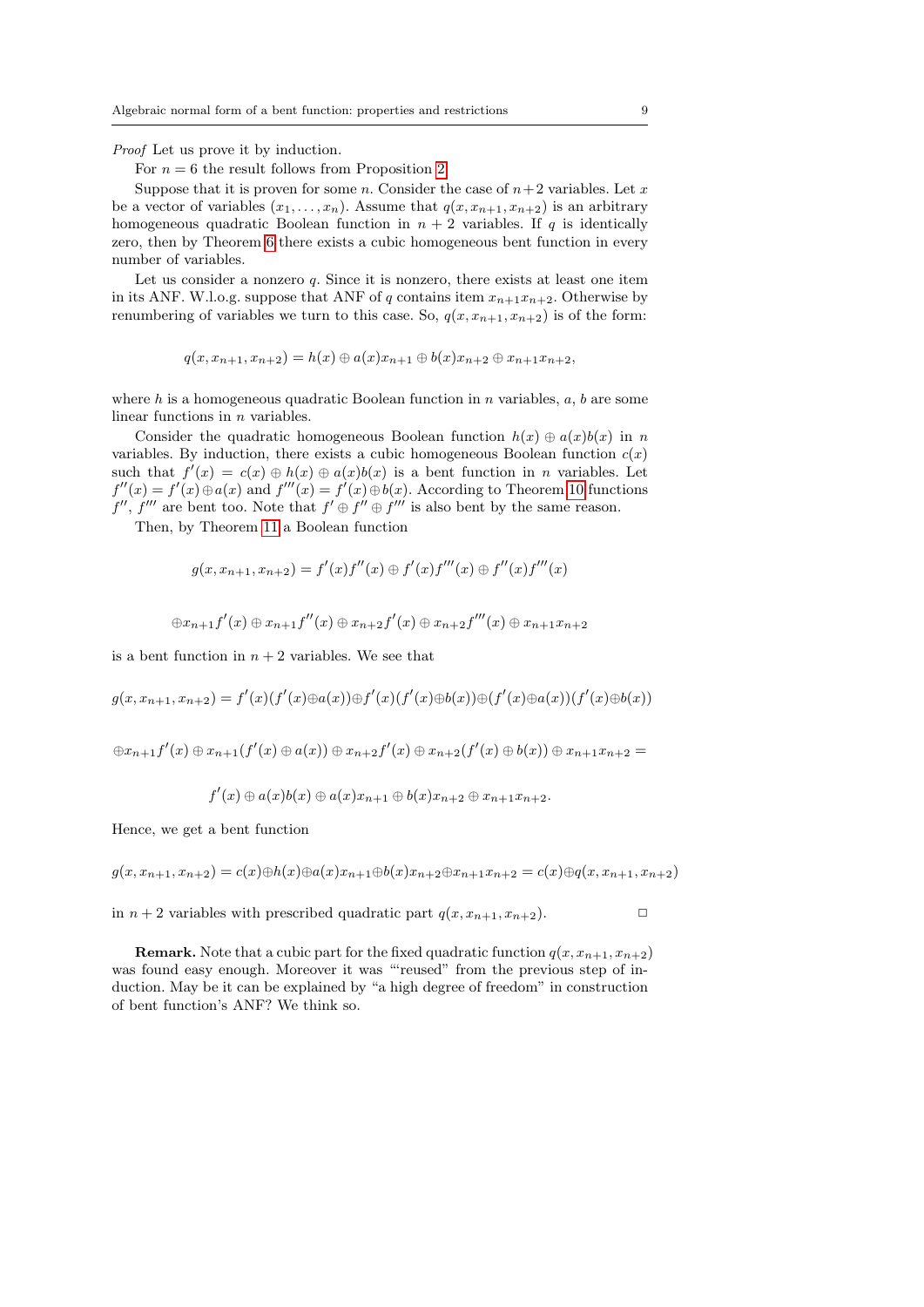*Proof* Let us prove it by induction.

For $n = 6$ the result follows from Proposition 2.

Suppose that it is proven for some $n$. Consider the case of $n+2$ variables. Let $x$ be a vector of variables $(x_1, \ldots, x_n)$. Assume that $q(x, x_{n+1}, x_{n+2})$ is an arbitrary homogeneous quadratic Boolean function in $n + 2$ variables. If $q$ is identically zero, then by Theorem 6 there exists a cubic homogeneous bent function in every number of variables.

Let us consider a nonzero $q$. Since it is nonzero, there exists at least one item in its ANF. W.l.o.g. suppose that ANF of $q$ contains item $x_{n+1}x_{n+2}$. Otherwise by renumbering of variables we turn to this case. So, $q(x, x_{n+1}, x_{n+2})$ is of the form:

$$q(x, x_{n+1}, x_{n+2}) = h(x) \oplus a(x)x_{n+1} \oplus b(x)x_{n+2} \oplus x_{n+1}x_{n+2},$$

where $h$ is a homogeneous quadratic Boolean function in $n$ variables, $a$, $b$ are some linear functions in $n$ variables.

Consider the quadratic homogeneous Boolean function $h(x) \oplus a(x)b(x)$ in $n$ variables. By induction, there exists a cubic homogeneous Boolean function $c(x)$ such that $f'(x) = c(x) \oplus h(x) \oplus a(x)b(x)$ is a bent function in $n$ variables. Let $f''(x) = f'(x) \oplus a(x)$ and $f'''(x) = f'(x) \oplus b(x)$. According to Theorem 10 functions $f''$, $f'''$ are bent too. Note that $f' \oplus f'' \oplus f'''$ is also bent by the same reason.

Then, by Theorem 11 a Boolean function

$$g(x, x_{n+1}, x_{n+2}) = f'(x)f''(x) \oplus f'(x)f'''(x) \oplus f''(x)f'''(x)$$

$$\oplus x_{n+1}f'(x) \oplus x_{n+1}f''(x) \oplus x_{n+2}f'(x) \oplus x_{n+2}f'''(x) \oplus x_{n+1}x_{n+2}$$

is a bent function in $n + 2$ variables. We see that

$$g(x, x_{n+1}, x_{n+2}) = f'(x)(f'(x) \oplus a(x)) \oplus f'(x)(f'(x) \oplus b(x)) \oplus (f'(x) \oplus a(x))(f'(x) \oplus b(x))$$

$$\oplus x_{n+1}f'(x) \oplus x_{n+1}(f'(x) \oplus a(x)) \oplus x_{n+2}f'(x) \oplus x_{n+2}(f'(x) \oplus b(x)) \oplus x_{n+1}x_{n+2} =$$

$$f'(x) \oplus a(x)b(x) \oplus a(x)x_{n+1} \oplus b(x)x_{n+2} \oplus x_{n+1}x_{n+2}.$$

Hence, we get a bent function

$$g(x, x_{n+1}, x_{n+2}) = c(x) \oplus h(x) \oplus a(x)x_{n+1} \oplus b(x)x_{n+2} \oplus x_{n+1}x_{n+2} = c(x) \oplus q(x, x_{n+1}, x_{n+2})$$

in $n + 2$ variables with prescribed quadratic part $q(x, x_{n+1}, x_{n+2})$. □

**Remark.** Note that a cubic part for the fixed quadratic function $q(x, x_{n+1}, x_{n+2})$ was found easy enough. Moreover it was "'reused" from the previous step of induction. May be it can be explained by "a high degree of freedom" in construction of bent function's ANF? We think so.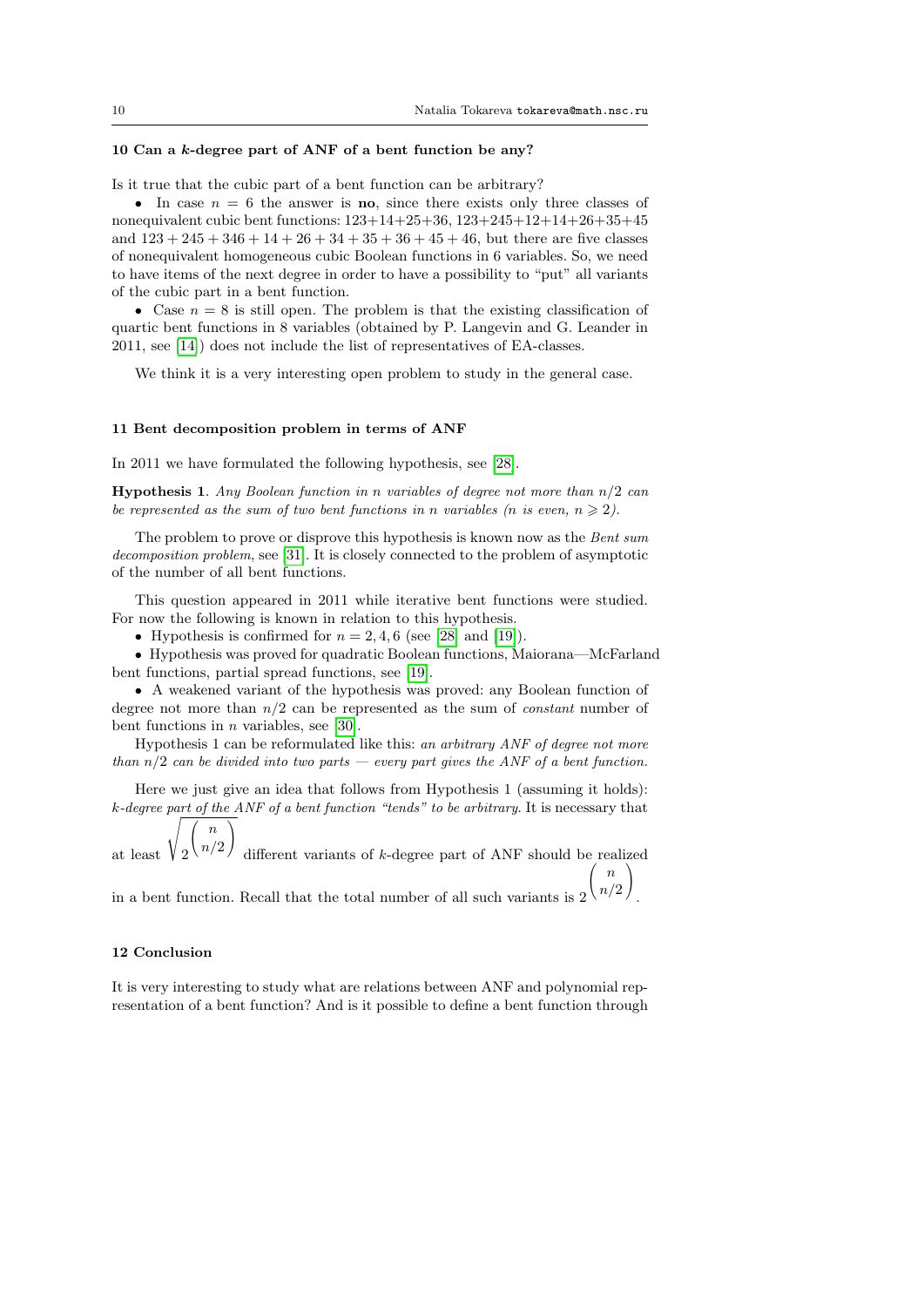## 10 Can a $k$-degree part of ANF of a bent function be any?

Is it true that the cubic part of a bent function can be arbitrary?

- In case $n = 6$ the answer is **no**, since there exists only three classes of nonequivalent cubic bent functions: $123+14+25+36$, $123+245+12+14+26+35+45$ and $123+245+346+14+26+34+35+36+45+46$, but there are five classes of nonequivalent homogeneous cubic Boolean functions in 6 variables. So, we need to have items of the next degree in order to have a possibility to "put" all variants of the cubic part in a bent function.
- Case $n = 8$ is still open. The problem is that the existing classification of quartic bent functions in 8 variables (obtained by P. Langevin and G. Leander in 2011, see [14]) does not include the list of representatives of EA-classes.

We think it is a very interesting open problem to study in the general case.

## 11 Bent decomposition problem in terms of ANF

In 2011 we have formulated the following hypothesis, see [28].

**Hypothesis 1**. *Any Boolean function in $n$ variables of degree not more than $n/2$ can be represented as the sum of two bent functions in $n$ variables ($n$ is even, $n \geqslant 2$).*

The problem to prove or disprove this hypothesis is known now as the *Bent sum decomposition problem*, see [31]. It is closely connected to the problem of asymptotic of the number of all bent functions.

This question appeared in 2011 while iterative bent functions were studied. For now the following is known in relation to this hypothesis.

- Hypothesis is confirmed for $n = 2, 4, 6$ (see [28] and [19]).
- Hypothesis was proved for quadratic Boolean functions, Maiorana—McFarland bent functions, partial spread functions, see [19].
- A weakened variant of the hypothesis was proved: any Boolean function of degree not more than $n/2$ can be represented as the sum of *constant* number of bent functions in $n$ variables, see [30].

Hypothesis 1 can be reformulated like this: *an arbitrary ANF of degree not more than $n/2$ can be divided into two parts — every part gives the ANF of a bent function.*

Here we just give an idea that follows from Hypothesis 1 (assuming it holds): *$k$-degree part of the ANF of a bent function "tends" to be arbitrary.* It is necessary that at least $\sqrt{2^{\binom{n}{n/2}}}$ different variants of $k$-degree part of ANF should be realized in a bent function. Recall that the total number of all such variants is $2^{\binom{n}{n/2}}$.

## 12 Conclusion

It is very interesting to study what are relations between ANF and polynomial representation of a bent function? And is it possible to define a bent function through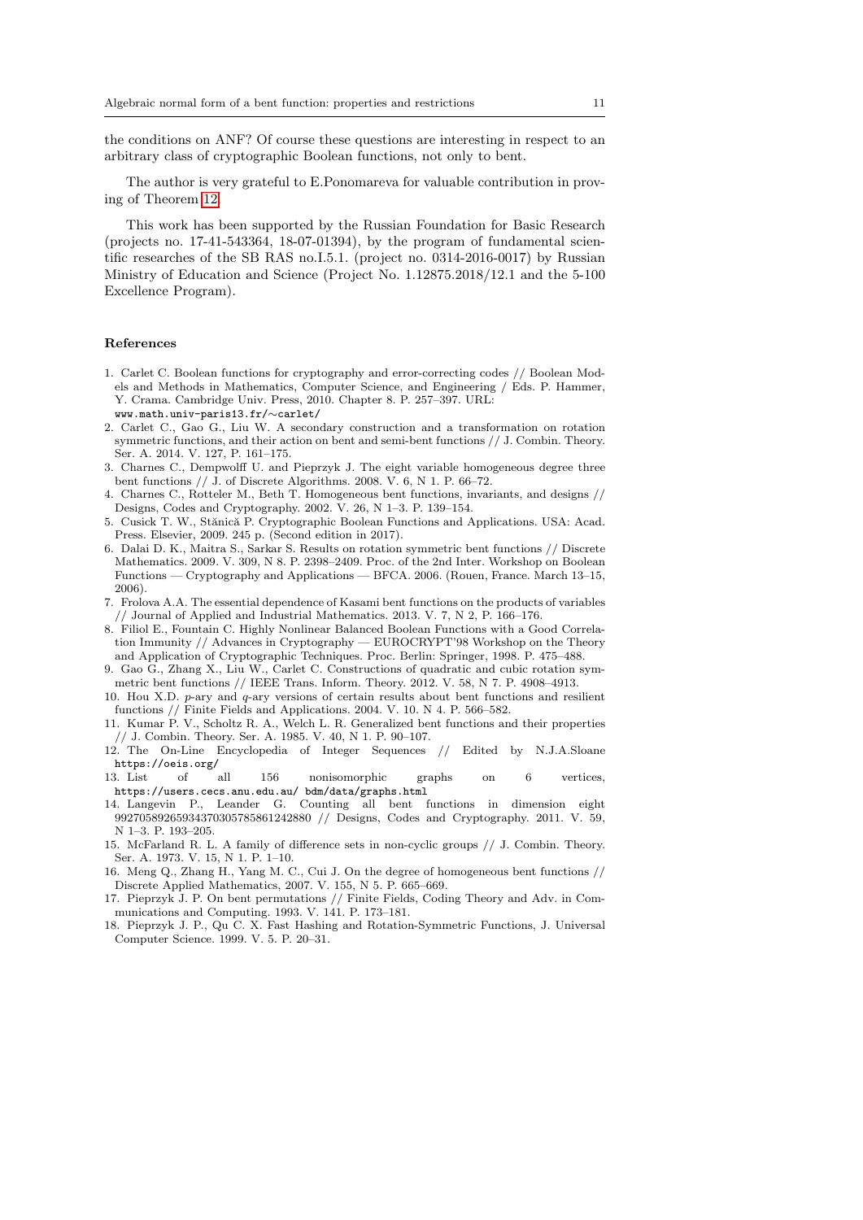the conditions on ANF? Of course these questions are interesting in respect to an arbitrary class of cryptographic Boolean functions, not only to bent.

The author is very grateful to E.Ponomareva for valuable contribution in proving of Theorem 12.

This work has been supported by the Russian Foundation for Basic Research (projects no. 17-41-543364, 18-07-01394), by the program of fundamental scientific researches of the SB RAS no.I.5.1. (project no. 0314-2016-0017) by Russian Ministry of Education and Science (Project No. 1.12875.2018/12.1 and the 5-100 Excellence Program).

## References

1. Carlet C. Boolean functions for cryptography and error-correcting codes // Boolean Models and Methods in Mathematics, Computer Science, and Engineering / Eds. P. Hammer, Y. Crama. Cambridge Univ. Press, 2010. Chapter 8. P. 257–397. URL: www.math.univ-paris13.fr/~carlet/
2. Carlet C., Gao G., Liu W. A secondary construction and a transformation on rotation symmetric functions, and their action on bent and semi-bent functions // J. Combin. Theory. Ser. A. 2014. V. 127, P. 161–175.
3. Charnes C., Dempwolff U. and Pieprzyk J. The eight variable homogeneous degree three bent functions // J. of Discrete Algorithms. 2008. V. 6, N 1. P. 66–72.
4. Charnes C., Rotteler M., Beth T. Homogeneous bent functions, invariants, and designs // Designs, Codes and Cryptography. 2002. V. 26, N 1–3. P. 139–154.
5. Cusick T. W., Stănică P. Cryptographic Boolean Functions and Applications. USA: Acad. Press. Elsevier, 2009. 245 p. (Second edition in 2017).
6. Dalai D. K., Maitra S., Sarkar S. Results on rotation symmetric bent functions // Discrete Mathematics. 2009. V. 309, N 8. P. 2398–2409. Proc. of the 2nd Inter. Workshop on Boolean Functions — Cryptography and Applications — BFCA. 2006. (Rouen, France. March 13–15, 2006).
7. Frolova A.A. The essential dependence of Kasami bent functions on the products of variables // Journal of Applied and Industrial Mathematics. 2013. V. 7, N 2, P. 166–176.
8. Filiol E., Fountain C. Highly Nonlinear Balanced Boolean Functions with a Good Correlation Immunity // Advances in Cryptography — EUROCRYPT'98 Workshop on the Theory and Application of Cryptographic Techniques. Proc. Berlin: Springer, 1998. P. 475–488.
9. Gao G., Zhang X., Liu W., Carlet C. Constructions of quadratic and cubic rotation symmetric bent functions // IEEE Trans. Inform. Theory. 2012. V. 58, N 7. P. 4908–4913.
10. Hou X.D. $p$-ary and $q$-ary versions of certain results about bent functions and resilient functions // Finite Fields and Applications. 2004. V. 10. N 4. P. 566–582.
11. Kumar P. V., Scholtz R. A., Welch L. R. Generalized bent functions and their properties // J. Combin. Theory. Ser. A. 1985. V. 40, N 1. P. 90–107.
12. The On-Line Encyclopedia of Integer Sequences // Edited by N.J.A.Sloane https://oeis.org/
13. List of all 156 nonisomorphic graphs on 6 vertices, https://users.cecs.anu.edu.au/ bdm/data/graphs.html
14. Langevin P., Leander G. Counting all bent functions in dimension eight 99270589265934370305785861242880 // Designs, Codes and Cryptography. 2011. V. 59, N 1–3. P. 193–205.
15. McFarland R. L. A family of difference sets in non-cyclic groups // J. Combin. Theory. Ser. A. 1973. V. 15, N 1. P. 1–10.
16. Meng Q., Zhang H., Yang M. C., Cui J. On the degree of homogeneous bent functions // Discrete Applied Mathematics, 2007. V. 155, N 5. P. 665–669.
17. Pieprzyk J. P. On bent permutations // Finite Fields, Coding Theory and Adv. in Communications and Computing. 1993. V. 141. P. 173–181.
18. Pieprzyk J. P., Qu C. X. Fast Hashing and Rotation-Symmetric Functions, J. Universal Computer Science. 1999. V. 5. P. 20–31.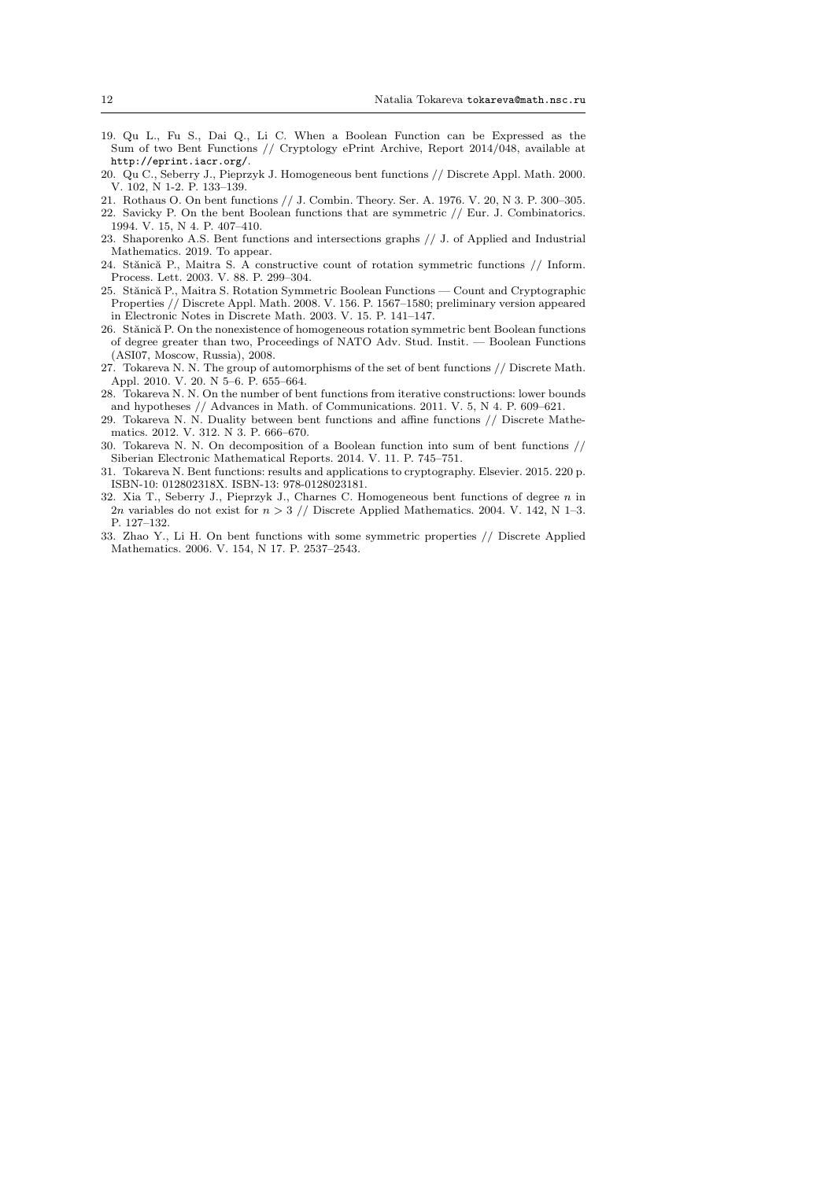19. Qu L., Fu S., Dai Q., Li C. When a Boolean Function can be Expressed as the Sum of two Bent Functions // Cryptology ePrint Archive, Report 2014/048, available at http://eprint.iacr.org/.
20. Qu C., Seberry J., Pieprzyk J. Homogeneous bent functions // Discrete Appl. Math. 2000. V. 102, N 1-2. P. 133–139.
21. Rothaus O. On bent functions // J. Combin. Theory. Ser. A. 1976. V. 20, N 3. P. 300–305.
22. Savicky P. On the bent Boolean functions that are symmetric // Eur. J. Combinatorics. 1994. V. 15, N 4. P. 407–410.
23. Shaporenko A.S. Bent functions and intersections graphs // J. of Applied and Industrial Mathematics. 2019. To appear.
24. Stănică P., Maitra S. A constructive count of rotation symmetric functions // Inform. Process. Lett. 2003. V. 88. P. 299–304.
25. Stănică P., Maitra S. Rotation Symmetric Boolean Functions — Count and Cryptographic Properties // Discrete Appl. Math. 2008. V. 156. P. 1567–1580; preliminary version appeared in Electronic Notes in Discrete Math. 2003. V. 15. P. 141–147.
26. Stănică P. On the nonexistence of homogeneous rotation symmetric bent Boolean functions of degree greater than two, Proceedings of NATO Adv. Stud. Instit. — Boolean Functions (ASI07, Moscow, Russia), 2008.
27. Tokareva N. N. The group of automorphisms of the set of bent functions // Discrete Math. Appl. 2010. V. 20. N 5–6. P. 655–664.
28. Tokareva N. N. On the number of bent functions from iterative constructions: lower bounds and hypotheses // Advances in Math. of Communications. 2011. V. 5, N 4. P. 609–621.
29. Tokareva N. N. Duality between bent functions and affine functions // Discrete Mathematics. 2012. V. 312. N 3. P. 666–670.
30. Tokareva N. N. On decomposition of a Boolean function into sum of bent functions // Siberian Electronic Mathematical Reports. 2014. V. 11. P. 745–751.
31. Tokareva N. Bent functions: results and applications to cryptography. Elsevier. 2015. 220 p. ISBN-10: 012802318X. ISBN-13: 978-0128023181.
32. Xia T., Seberry J., Pieprzyk J., Charnes C. Homogeneous bent functions of degree $n$ in $2n$ variables do not exist for $n > 3$ // Discrete Applied Mathematics. 2004. V. 142, N 1–3. P. 127–132.
33. Zhao Y., Li H. On bent functions with some symmetric properties // Discrete Applied Mathematics. 2006. V. 154, N 17. P. 2537–2543.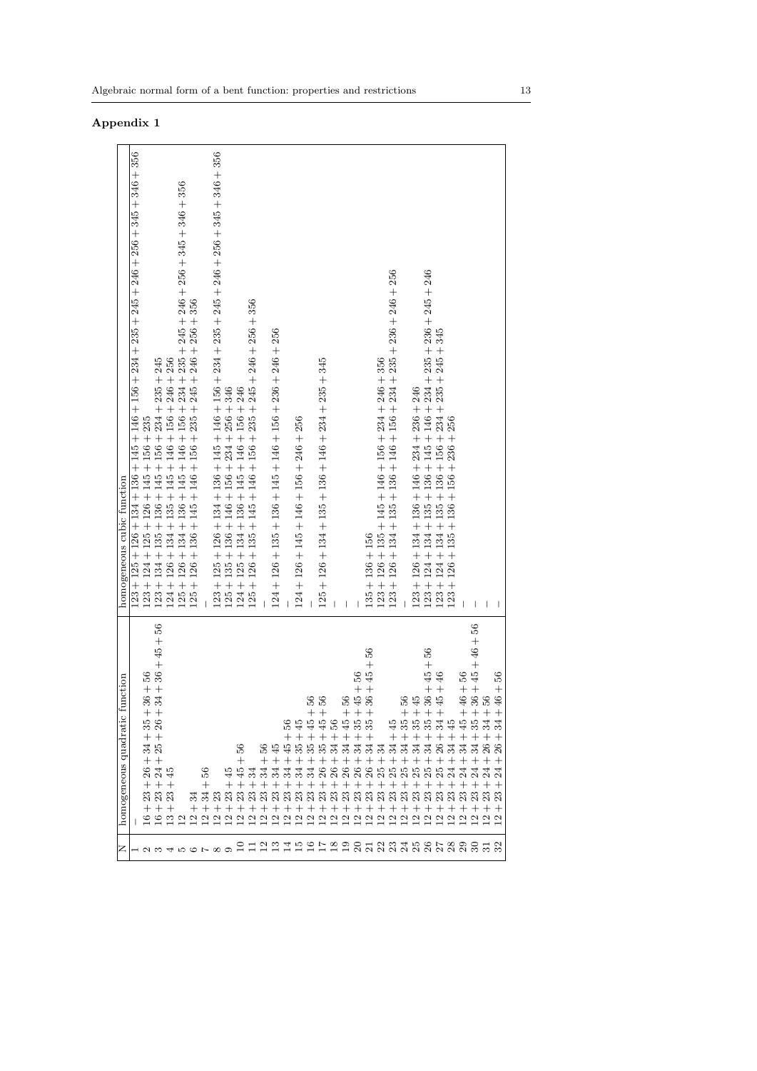## Appendix 1

| N | homogeneous quadratic function | homogeneous cubic function |
|---|---|---|
| 1 | – | 123 + 125 + 126 + 134 + 136 + 145 + 146 + 156 + 234 + 235 + 245 + 246 + 256 + 345 + 346 + 356 |
| 2 | 16 + 23 + 26 + 34 + 35 + 36 + 56 | 123 + 124 + 125 + 126 + 145 + 156 + 235 |
| 3 | 16 + 23 + 24 + 25 + 26 + 34 + 36 + 45 + 56 | 123 + 134 + 135 + 136 + 145 + 156 + 234 + 235 + 245 |
| 4 | 13 + 23 + 45 | 124 + 126 + 134 + 135 + 145 + 146 + 156 + 246 + 256 |
| 5 | 12 | 125 + 126 + 134 + 136 + 145 + 146 + 156 + 234 + 235 + 245 + 246 + 256 + 345 + 346 + 356 |
| 6 | 12 + 34 | 125 + 126 + 136 + 145 + 146 + 156 + 235 + 245 + 246 + 256 + 356 |
| 7 | 12 + 34 + 56 | – |
| 8 | 12 + 23 | 123 + 125 + 126 + 134 + 136 + 145 + 146 + 156 + 234 + 235 + 245 + 246 + 256 + 345 + 346 + 356 |
| 9 | 12 + 23 + 45 | 125 + 135 + 136 + 146 + 156 + 234 + 256 + 346 |
| 10 | 12 + 23 + 45 + 56 | 124 + 125 + 134 + 136 + 145 + 146 + 156 + 246 |
| 11 | 12 + 23 + 34 | 125 + 126 + 135 + 145 + 146 + 156 + 235 + 245 + 246 + 256 + 356 |
| 12 | 12 + 23 + 34 + 56 | – |
| 13 | 12 + 23 + 34 + 45 | 124 + 126 + 135 + 136 + 145 + 146 + 156 + 236 + 246 + 256 |
| 14 | 12 + 23 + 34 + 45 + 56 | – |
| 15 | 12 + 23 + 34 + 35 + 45 | 124 + 126 + 145 + 146 + 156 + 246 + 256 |
| 16 | 12 + 23 + 34 + 35 + 45 + 56 | – |
| 17 | 12 + 23 + 26 + 35 + 45 + 56 | 125 + 126 + 134 + 135 + 136 + 146 + 234 + 235 + 345 |
| 18 | 12 + 23 + 26 + 34 + 56 | – |
| 19 | 12 + 23 + 26 + 34 + 45 + 56 | – |
| 20 | 12 + 23 + 26 + 34 + 35 + 45 + 56 | – |
| 21 | 12 + 23 + 26 + 34 + 35 + 36 + 45 + 56 | 135 + 136 + 156 |
| 22 | 12 + 23 + 25 + 34 | 123 + 126 + 135 + 145 + 146 + 156 + 234 + 246 + 356 |
| 23 | 12 + 23 + 25 + 34 + 45 | 123 + 126 + 134 + 135 + 136 + 146 + 156 + 234 + 235 + 236 + 246 + 256 |
| 24 | 12 + 23 + 25 + 34 + 35 + 56 | – |
| 25 | 12 + 23 + 25 + 34 + 35 + 45 | 123 + 126 + 134 + 136 + 146 + 234 + 236 + 246 |
| 26 | 12 + 23 + 25 + 34 + 35 + 36 + 45 + 56 | 123 + 124 + 134 + 135 + 136 + 145 + 146 + 234 + 235 + 236 + 245 + 246 |
| 27 | 12 + 23 + 25 + 26 + 34 + 45 + 46 | 123 + 124 + 134 + 135 + 136 + 156 + 234 + 235 + 245 + 345 |
| 28 | 12 + 23 + 24 + 34 + 45 | 123 + 126 + 135 + 136 + 156 + 236 + 256 |
| 29 | 12 + 23 + 24 + 34 + 45 + 46 + 56 | – |
| 30 | 12 + 23 + 24 + 34 + 35 + 36 + 45 + 46 + 56 | – |
| 31 | 12 + 23 + 24 + 26 + 34 + 56 | – |
| 32 | 12 + 23 + 24 + 26 + 34 + 46 + 56 | – |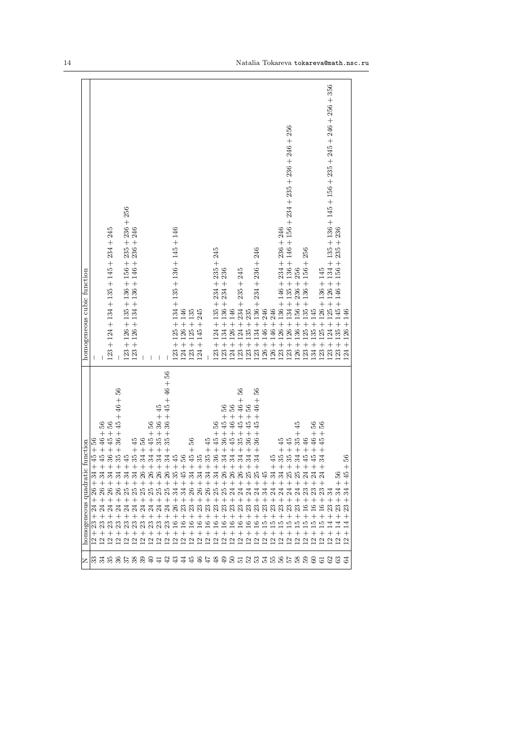| N | homogeneous quadratic function | homogeneous cubic function |
|---|---|---|
| 33 | 12 + 23 + 24 + 26 + 34 + 45 + 56 | – |
| 34 | 12 + 23 + 24 + 26 + 34 + 45 + 46 + 56 | – |
| 35 | 12 + 23 + 24 + 26 + 34 + 36 + 45 + 56 | 123 + 124 + 134 + 135 + 145 + 234 + 245 |
| 36 | 12 + 23 + 24 + 26 + 34 + 35 + 36 + 45 + 46 + 56 | – |
| 37 | 12 + 23 + 24 + 25 + 34 + 45 | 123 + 126 + 135 + 136 + 156 + 235 + 236 + 256 |
| 38 | 12 + 23 + 24 + 25 + 34 + 35 + 45 | 123 + 126 + 134 + 136 + 146 + 236 + 246 |
| 39 | 12 + 23 + 24 + 25 + 26 + 34 + 56 | – |
| 40 | 12 + 23 + 24 + 25 + 26 + 34 + 45 + 56 | – |
| 41 | 12 + 23 + 24 + 25 + 26 + 34 + 35 + 36 + 45 | – |
| 42 | 12 + 23 + 24 + 25 + 26 + 34 + 35 + 36 + 45 + 46 + 56 | – |
| 43 | 12 + 16 + 26 + 34 + 35 + 45 | 123 + 125 + 134 + 135 + 136 + 145 + 146 |
| 44 | 12 + 16 + 23 + 34 + 45 + 56 | 124 + 126 + 146 |
| 45 | 12 + 16 + 23 + 26 + 34 + 45 + 56 | 123 + 125 + 135 |
| 46 | 12 + 16 + 23 + 26 + 34 + 35 | 124 + 145 + 245 |
| 47 | 12 + 16 + 23 + 26 + 34 + 35 + 45 | – |
| 48 | 12 + 16 + 23 + 25 + 34 + 36 + 45 + 56 | 123 + 124 + 135 + 234 + 235 + 245 |
| 49 | 12 + 16 + 23 + 25 + 26 + 34 + 36 + 45 + 56 | 123 + 134 + 136 + 234 + 236 |
| 50 | 12 + 16 + 23 + 24 + 26 + 34 + 45 + 46 + 56 | 124 + 126 + 146 |
| 51 | 12 + 16 + 23 + 24 + 26 + 34 + 35 + 45 + 46 + 56 | 123 + 124 + 234 + 235 + 245 |
| 52 | 12 + 16 + 23 + 24 + 25 + 34 + 36 + 45 + 56 | 123 + 135 + 235 |
| 53 | 12 + 16 + 23 + 24 + 25 + 34 + 36 + 45 + 46 + 56 | 123 + 134 + 136 + 234 + 236 + 246 |
| 54 | 12 + 15 + 23 + 34 + 45 | 126 + 146 + 246 |
| 55 | 12 + 15 + 23 + 24 + 34 + 45 | 126 + 146 + 246 |
| 56 | 12 + 15 + 23 + 24 + 34 + 35 + 45 | 123 + 126 + 136 + 146 + 234 + 236 + 246 |
| 57 | 12 + 15 + 23 + 24 + 25 + 35 + 45 | 123 + 126 + 134 + 135 + 136 + 146 + 156 + 234 + 235 + 236 + 246 + 256 |
| 58 | 12 + 15 + 23 + 24 + 25 + 34 + 35 + 45 | 126 + 136 + 156 + 236 + 256 |
| 59 | 12 + 15 + 16 + 23 + 24 + 45 + 46 | 123 + 125 + 135 + 136 + 156 + 256 |
| 60 | 12 + 15 + 16 + 23 + 24 + 45 + 46 + 56 | 134 + 135 + 145 |
| 61 | 12 + 15 + 16 + 23 + 24 + 34 + 45 + 56 | 123 + 125 + 126 + 136 + 145 |
| 62 | 12 + 14 + 23 + 34 | 123 + 124 + 125 + 126 + 134 + 135 + 136 + 145 + 156 + 235 + 245 + 246 + 256 + 356 |
| 63 | 12 + 14 + 23 + 34 + 56 | 123 + 135 + 145 + 146 + 156 + 235 + 236 |
| 64 | 12 + 14 + 23 + 34 + 45 + 56 | 124 + 126 + 146 |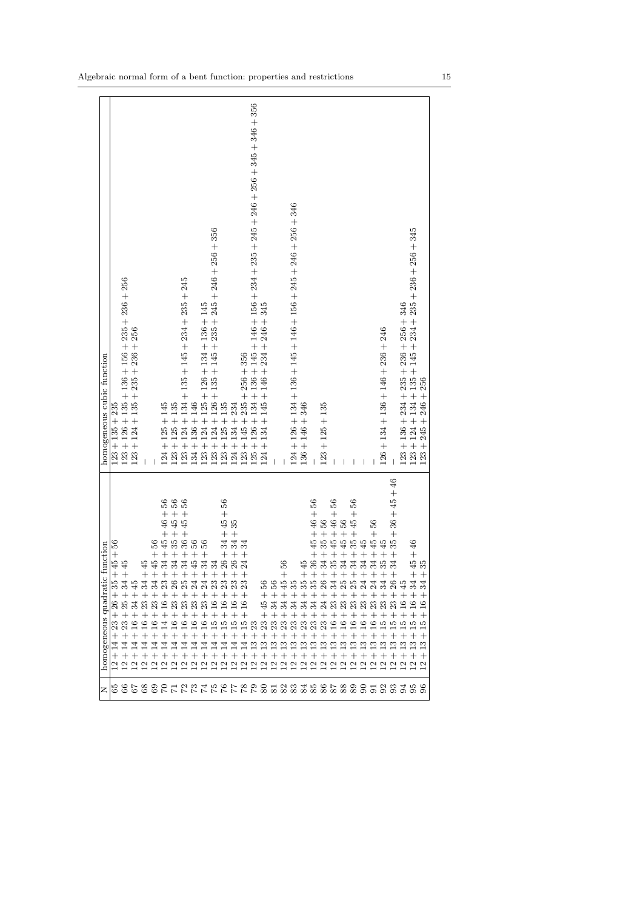| N | homogeneous quadratic function | homogeneous cubic function |
|---|---|---|
| 65 | 12 + 14 + 23 + 26 + 35 + 45 + 56 | 123 + 135 + 235 |
| 66 | 12 + 14 + 23 + 25 + 34 + 45 | 123 + 126 + 135 + 136 + 156 + 235 + 236 + 256 |
| 67 | 12 + 14 + 16 + 34 + 45 | 123 + 124 + 135 + 235 + 236 + 256 |
| 68 | 12 + 14 + 16 + 23 + 34 + 45 | – |
| 69 | 12 + 14 + 16 + 23 + 34 + 45 + 56 | – |
| 70 | 12 + 14 + 14 + 16 + 23 + 34 + 45 + 46 + 56 | 124 + 125 + 145 |
| 71 | 12 + 14 + 16 + 23 + 26 + 34 + 35 + 45 + 56 | 123 + 125 + 135 |
| 72 | 12 + 14 + 16 + 23 + 25 + 34 + 36 + 45 + 56 | 123 + 124 + 134 + 135 + 145 + 234 + 235 + 245 |
| 73 | 12 + 14 + 16 + 23 + 24 + 45 + 56 | 134 + 136 + 146 |
| 74 | 12 + 14 + 16 + 23 + 24 + 34 + 56 | 123 + 124 + 125 + 126 + 134 + 136 + 145 |
| 75 | 12 + 14 + 15 + 16 + 23 + 34 | 123 + 124 + 126 + 135 + 145 + 235 + 245 + 246 + 256 + 356 |
| 76 | 12 + 14 + 15 + 16 + 23 + 26 + 34 + 45 + 56 | 123 + 125 + 135 |
| 77 | 12 + 14 + 15 + 16 + 23 + 26 + 34 + 35 | 124 + 134 + 234 |
| 78 | 12 + 14 + 15 + 16 + 23 + 24 + 34 | 123 + 145 + 235 + 256 + 356 |
| 79 | 12 + 13 + 23 | 125 + 126 + 134 + 136 + 145 + 146 + 156 + 234 + 235 + 245 + 246 + 256 + 345 + 346 + 356 |
| 80 | 12 + 13 + 23 + 45 + 56 | 124 + 134 + 145 + 146 + 234 + 246 + 345 |
| 81 | 12 + 13 + 23 + 34 + 56 | – |
| 82 | 12 + 13 + 23 + 34 + 45 + 56 | – |
| 83 | 12 + 13 + 23 + 34 + 35 | 124 + 126 + 134 + 136 + 145 + 146 + 156 + 245 + 246 + 256 + 346 |
| 84 | 12 + 13 + 23 + 34 + 35 + 45 | 136 + 146 + 346 |
| 85 | 12 + 13 + 23 + 34 + 35 + 36 + 45 + 46 + 56 | – |
| 86 | 12 + 13 + 23 + 24 + 26 + 34 + 35 + 56 | 123 + 125 + 135 |
| 87 | 12 + 13 + 16 + 23 + 34 + 35 + 45 + 46 + 56 | – |
| 88 | 12 + 13 + 16 + 23 + 25 + 34 + 45 + 56 | – |
| 89 | 12 + 13 + 16 + 23 + 25 + 34 + 35 + 45 + 56 | – |
| 90 | 12 + 13 + 16 + 23 + 24 + 34 + 45 | – |
| 91 | 12 + 13 + 16 + 23 + 24 + 34 + 45 + 56 | – |
| 92 | 12 + 13 + 15 + 23 + 34 + 35 + 45 | 126 + 134 + 136 + 146 + 236 + 246 |
| 93 | 12 + 13 + 15 + 23 + 26 + 34 + 35 + 36 + 45 + 46 | – |
| 94 | 12 + 13 + 15 + 16 + 45 | 123 + 136 + 234 + 235 + 236 + 256 + 346 |
| 95 | 12 + 13 + 15 + 16 + 34 + 45 + 46 | 123 + 124 + 134 + 135 + 145 + 234 + 235 + 236 + 256 + 345 |
| 96 | 12 + 13 + 15 + 16 + 34 + 35 | 123 + 245 + 246 + 256 |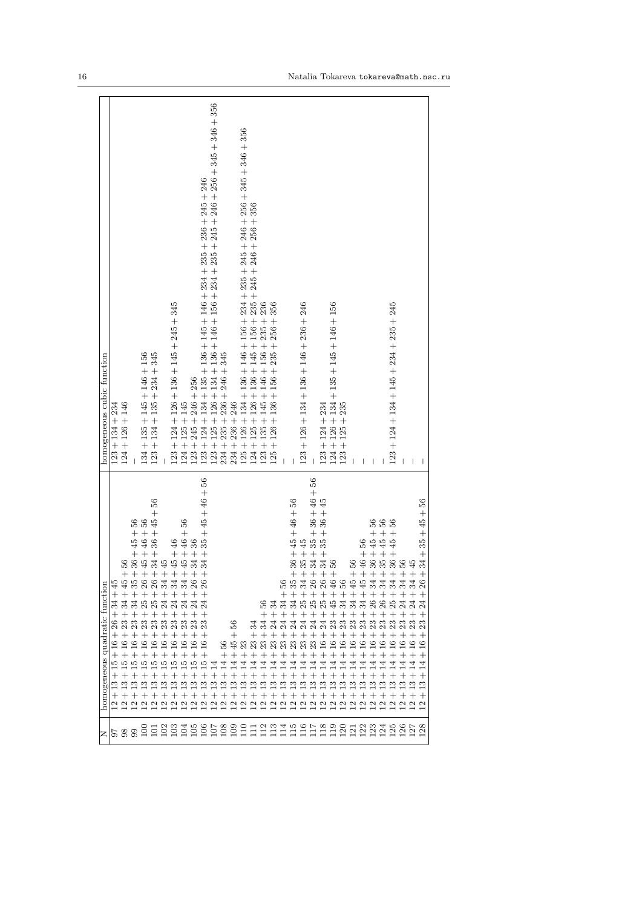| N | homogeneous quadratic function | homogeneous cubic function |
|---|---|---|
| 97 | 12 + 13 + 15 + 16 + 26 + 34 + 45 | 123 + 134 + 234 |
| 98 | 12 + 13 + 15 + 16 + 23 + 34 + 45 + 56 | 124 + 126 + 146 |
| 99 | 12 + 13 + 15 + 16 + 23 + 34 + 35 + 36 + 45 + 56 | – |
| 100 | 12 + 13 + 15 + 16 + 23 + 25 + 26 + 45 + 46 + 56 | 134 + 135 + 145 + 146 + 156 |
| 101 | 12 + 13 + 15 + 16 + 23 + 25 + 26 + 34 + 36 + 45 + 56 | 123 + 134 + 135 + 234 + 345 |
| 102 | 12 + 13 + 15 + 16 + 23 + 24 + 34 + 45 | – |
| 103 | 12 + 13 + 15 + 16 + 23 + 24 + 34 + 45 + 46 | 123 + 124 + 126 + 136 + 145 + 245 + 345 |
| 104 | 12 + 13 + 15 + 16 + 23 + 24 + 34 + 45 + 46 + 56 | 124 + 125 + 145 |
| 105 | 12 + 13 + 15 + 16 + 23 + 24 + 26 + 34 + 36 | 123 + 245 + 246 + 256 |
| 106 | 12 + 13 + 15 + 16 + 23 + 24 + 26 + 34 + 35 + 45 + 46 + 56 | 123 + 124 + 134 + 135 + 136 + 145 + 146 + 234 + 235 + 236 + 245 + 246 |
| 107 | 12 + 13 + 14 | 123 + 125 + 126 + 134 + 136 + 146 + 156 + 234 + 235 + 245 + 246 + 256 + 345 + 346 + 356 |
| 108 | 12 + 13 + 14 + 56 | 234 + 235 + 236 + 246 + 345 |
| 109 | 12 + 13 + 14 + 45 + 56 | 234 + 236 + 246 |
| 110 | 12 + 13 + 14 + 23 | 125 + 126 + 134 + 136 + 146 + 156 + 234 + 235 + 245 + 246 + 256 + 345 + 346 + 356 |
| 111 | 12 + 13 + 14 + 23 + 34 | 124 + 125 + 126 + 136 + 145 + 156 + 235 + 245 + 246 + 256 + 356 |
| 112 | 12 + 13 + 14 + 23 + 34 + 56 | 123 + 135 + 145 + 146 + 156 + 235 + 236 |
| 113 | 12 + 13 + 14 + 23 + 24 + 34 | 125 + 126 + 136 + 156 + 235 + 256 + 356 |
| 114 | 12 + 13 + 14 + 23 + 24 + 34 + 56 | – |
| 115 | 12 + 13 + 14 + 23 + 24 + 34 + 35 + 36 + 45 + 46 + 56 | – |
| 116 | 12 + 13 + 14 + 23 + 24 + 25 + 34 + 35 + 45 | 123 + 126 + 134 + 136 + 146 + 236 + 246 |
| 117 | 12 + 13 + 14 + 23 + 24 + 25 + 26 + 34 + 35 + 36 + 46 + 56 | – |
| 118 | 12 + 13 + 14 + 16 + 24 + 25 + 26 + 34 + 35 + 36 + 45 | 123 + 124 + 234 |
| 119 | 12 + 13 + 14 + 16 + 23 + 45 + 46 + 56 | 124 + 126 + 134 + 135 + 145 + 146 + 156 |
| 120 | 12 + 13 + 14 + 16 + 23 + 34 + 56 | 123 + 125 + 235 |
| 121 | 12 + 13 + 14 + 16 + 23 + 34 + 45 + 56 | – |
| 122 | 12 + 13 + 14 + 16 + 23 + 34 + 45 + 46 + 56 | – |
| 123 | 12 + 13 + 14 + 16 + 23 + 26 + 34 + 36 + 45 + 56 | – |
| 124 | 12 + 13 + 14 + 16 + 23 + 26 + 34 + 35 + 45 + 56 | – |
| 125 | 12 + 13 + 14 + 16 + 23 + 25 + 34 + 36 + 45 + 56 | 123 + 124 + 134 + 145 + 234 + 235 + 245 |
| 126 | 12 + 13 + 14 + 16 + 23 + 24 + 34 + 56 | – |
| 127 | 12 + 13 + 14 + 16 + 23 + 24 + 34 + 45 | – |
| 128 | 12 + 13 + 14 + 16 + 23 + 24 + 26 + 34 + 35 + 45 + 56 | – |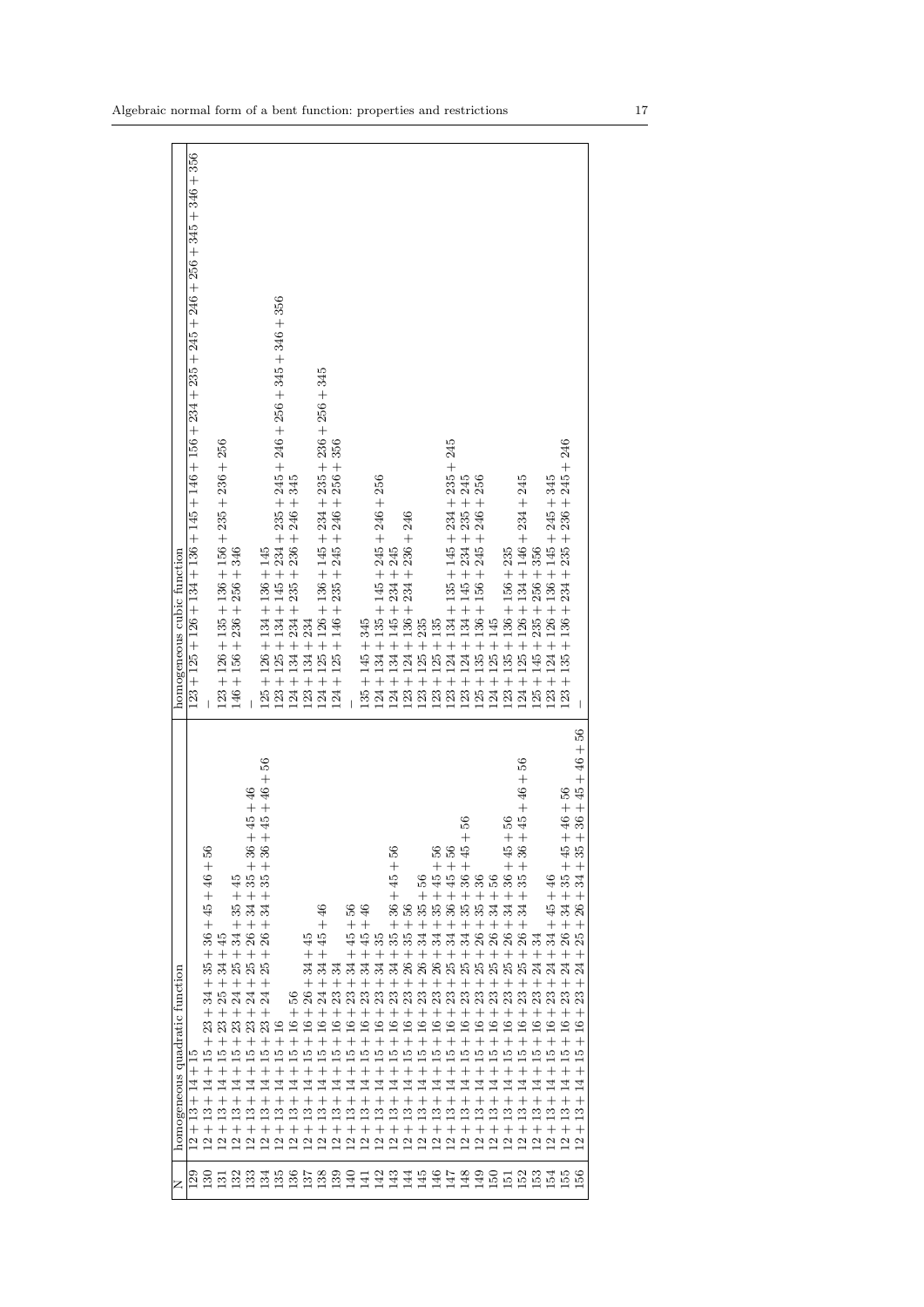| N | homogeneous quadratic function | homogeneous cubic function |
|---|---|---|
| 129 | 12 + 13 + 14 + 15 | 123 + 125 + 126 + 134 + 136 + 145 + 146 + 156 + 234 + 235 + 245 + 246 + 256 + 345 + 346 + 356 |
| 130 | 12 + 13 + 14 + 15 + 23 + 34 + 35 + 36 + 45 + 46 + 56 | – |
| 131 | 12 + 13 + 14 + 15 + 23 + 25 + 34 + 45 | 123 + 126 + 135 + 136 + 156 + 235 + 236 + 256 |
| 132 | 12 + 13 + 14 + 15 + 23 + 24 + 25 + 34 + 35 + 45 | 146 + 156 + 236 + 256 + 346 |
| 133 | 12 + 13 + 14 + 15 + 23 + 24 + 25 + 26 + 34 + 35 + 36 + 45 + 46 | – |
| 134 | 12 + 13 + 14 + 15 + 23 + 24 + 25 + 26 + 34 + 35 + 36 + 45 + 46 + 56 | 125 + 126 + 134 + 136 + 145 |
| 135 | 12 + 13 + 14 + 15 + 16 | 123 + 125 + 134 + 145 + 234 + 235 + 245 + 246 + 256 + 345 + 346 + 356 |
| 136 | 12 + 13 + 14 + 15 + 16 + 56 | 124 + 134 + 234 + 235 + 236 + 246 + 345 |
| 137 | 12 + 13 + 14 + 15 + 16 + 26 + 34 + 45 | 123 + 134 + 234 |
| 138 | 12 + 13 + 14 + 15 + 16 + 24 + 34 + 45 + 46 | 124 + 125 + 126 + 136 + 145 + 234 + 235 + 236 + 256 + 345 |
| 139 | 12 + 13 + 14 + 15 + 16 + 23 + 34 | 124 + 125 + 146 + 235 + 245 + 246 + 256 + 356 |
| 140 | 12 + 13 + 14 + 15 + 16 + 23 + 34 + 45 + 56 | – |
| 141 | 12 + 13 + 14 + 15 + 16 + 23 + 34 + 45 + 46 | 135 + 145 + 345 |
| 142 | 12 + 13 + 14 + 15 + 16 + 23 + 34 + 35 | 124 + 134 + 135 + 145 + 245 + 246 + 256 |
| 143 | 12 + 13 + 14 + 15 + 16 + 23 + 34 + 35 + 36 + 45 + 56 | 124 + 134 + 145 + 234 + 245 |
| 144 | 12 + 13 + 14 + 15 + 16 + 23 + 26 + 35 + 56 | 123 + 124 + 136 + 234 + 236 + 246 |
| 145 | 12 + 13 + 14 + 15 + 16 + 23 + 26 + 34 + 35 + 56 | 123 + 125 + 235 |
| 146 | 12 + 13 + 14 + 15 + 16 + 23 + 26 + 34 + 35 + 45 + 56 | 123 + 125 + 135 |
| 147 | 12 + 13 + 14 + 15 + 16 + 23 + 25 + 34 + 36 + 45 + 56 | 123 + 124 + 134 + 135 + 145 + 234 + 235 + 245 |
| 148 | 12 + 13 + 14 + 15 + 16 + 23 + 25 + 34 + 35 + 36 + 45 + 56 | 123 + 124 + 134 + 145 + 234 + 235 + 245 |
| 149 | 12 + 13 + 14 + 15 + 16 + 23 + 25 + 26 + 35 + 36 | 125 + 135 + 136 + 156 + 245 + 246 + 256 |
| 150 | 12 + 13 + 14 + 15 + 16 + 23 + 25 + 26 + 34 + 56 | 124 + 125 + 145 |
| 151 | 12 + 13 + 14 + 15 + 16 + 23 + 25 + 26 + 34 + 36 + 45 + 56 | 123 + 135 + 136 + 156 + 235 |
| 152 | 12 + 13 + 14 + 15 + 16 + 23 + 25 + 26 + 34 + 35 + 36 + 45 + 46 + 56 | 124 + 125 + 126 + 134 + 146 + 234 + 245 |
| 153 | 12 + 13 + 14 + 15 + 16 + 23 + 24 + 34 | 125 + 145 + 235 + 256 + 356 |
| 154 | 12 + 13 + 14 + 15 + 16 + 23 + 24 + 34 + 45 + 46 | 123 + 124 + 126 + 136 + 145 + 245 + 345 |
| 155 | 12 + 13 + 14 + 15 + 16 + 23 + 24 + 26 + 34 + 35 + 45 + 46 + 56 | 123 + 135 + 136 + 234 + 235 + 236 + 245 + 246 |
| 156 | 12 + 13 + 14 + 15 + 16 + 23 + 24 + 25 + 26 + 34 + 35 + 36 + 45 + 46 + 56 | – |